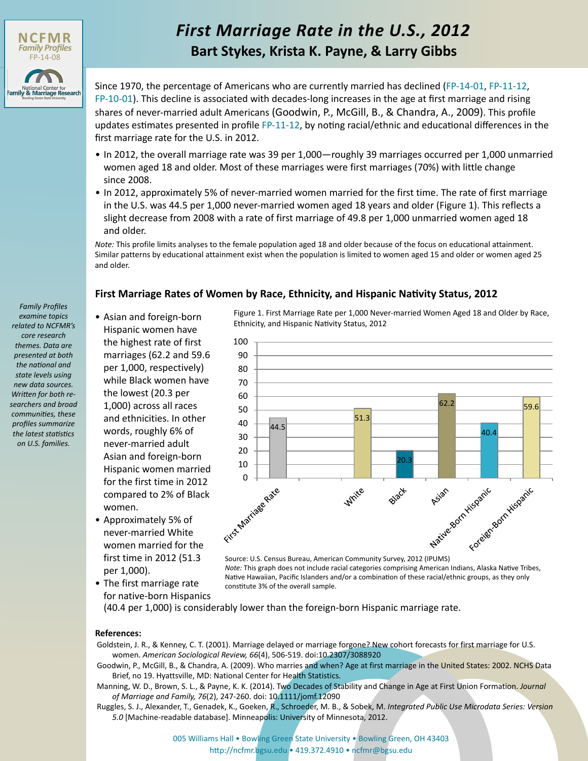NCFMR
Family Profiles
FP-14-08

National Center for Family & Marriage Research
Bowling Green State University

# First Marriage Rate in the U.S., 2012

## Bart Stykes, Krista K. Payne, & Larry Gibbs

Since 1970, the percentage of Americans who are currently married has declined (FP-14-01, FP-11-12, FP-10-01). This decline is associated with decades-long increases in the age at first marriage and rising shares of never-married adult Americans (Goodwin, P., McGill, B., & Chandra, A., 2009). This profile updates estimates presented in profile FP-11-12, by noting racial/ethnic and educational differences in the first marriage rate for the U.S. in 2012.

- In 2012, the overall marriage rate was 39 per 1,000—roughly 39 marriages occurred per 1,000 unmarried women aged 18 and older. Most of these marriages were first marriages (70%) with little change since 2008.
- In 2012, approximately 5% of never-married women married for the first time. The rate of first marriage in the U.S. was 44.5 per 1,000 never-married women aged 18 years and older (Figure 1). This reflects a slight decrease from 2008 with a rate of first marriage of 49.8 per 1,000 unmarried women aged 18 and older.

*Note:* This profile limits analyses to the female population aged 18 and older because of the focus on educational attainment. Similar patterns by educational attainment exist when the population is limited to women aged 15 and older or women aged 25 and older.

*Family Profiles examine topics related to NCFMR's core research themes. Data are presented at both the national and state levels using new data sources. Written for both researchers and broad communities, these profiles summarize the latest statistics on U.S. families.*

### First Marriage Rates of Women by Race, Ethnicity, and Hispanic Nativity Status, 2012

- Asian and foreign-born Hispanic women have the highest rate of first marriages (62.2 and 59.6 per 1,000, respectively) while Black women have the lowest (20.3 per 1,000) across all races and ethnicities. In other words, roughly 6% of never-married adult Asian and foreign-born Hispanic women married for the first time in 2012 compared to 2% of Black women.
- Approximately 5% of never-married White women married for the first time in 2012 (51.3 per 1,000).
- The first marriage rate for native-born Hispanics (40.4 per 1,000) is considerably lower than the foreign-born Hispanic marriage rate.

Figure 1. First Marriage Rate per 1,000 Never-married Women Aged 18 and Older by Race, Ethnicity, and Hispanic Nativity Status, 2012

| Category | Rate per 1,000 |
|---|---|
| First Marriage Rate | 44.5 |
| White | 51.3 |
| Black | 20.3 |
| Asian | 62.2 |
| Native-Born Hispanic | 40.4 |
| Foreign-Born Hispanic | 59.6 |

Source: U.S. Census Bureau, American Community Survey, 2012 (IPUMS)
*Note:* This graph does not include racial categories comprising American Indians, Alaska Native Tribes, Native Hawaiian, Pacific Islanders and/or a combination of these racial/ethnic groups, as they only constitute 3% of the overall sample.

**References:**

Goldstein, J. R., & Kenney, C. T. (2001). Marriage delayed or marriage forgone? New cohort forecasts for first marriage for U.S. women. *American Sociological Review, 66*(4), 506-519. doi:10.2307/3088920

Goodwin, P., McGill, B., & Chandra, A. (2009). Who marries and when? Age at first marriage in the United States: 2002. NCHS Data Brief, no 19. Hyattsville, MD: National Center for Health Statistics.

Manning, W. D., Brown, S. L., & Payne, K. K. (2014). Two Decades of Stability and Change in Age at First Union Formation. *Journal of Marriage and Family, 76*(2), 247-260. doi: 10.1111/jomf.12090

Ruggles, S. J., Alexander, T., Genadek, K., Goeken, R., Schroeder, M. B., & Sobek, M. *Integrated Public Use Microdata Series: Version 5.0* [Machine-readable database]. Minneapolis: University of Minnesota, 2012.

005 Williams Hall • Bowling Green State University • Bowling Green, OH 43403
http://ncfmr.bgsu.edu • 419.372.4910 • ncfmr@bgsu.edu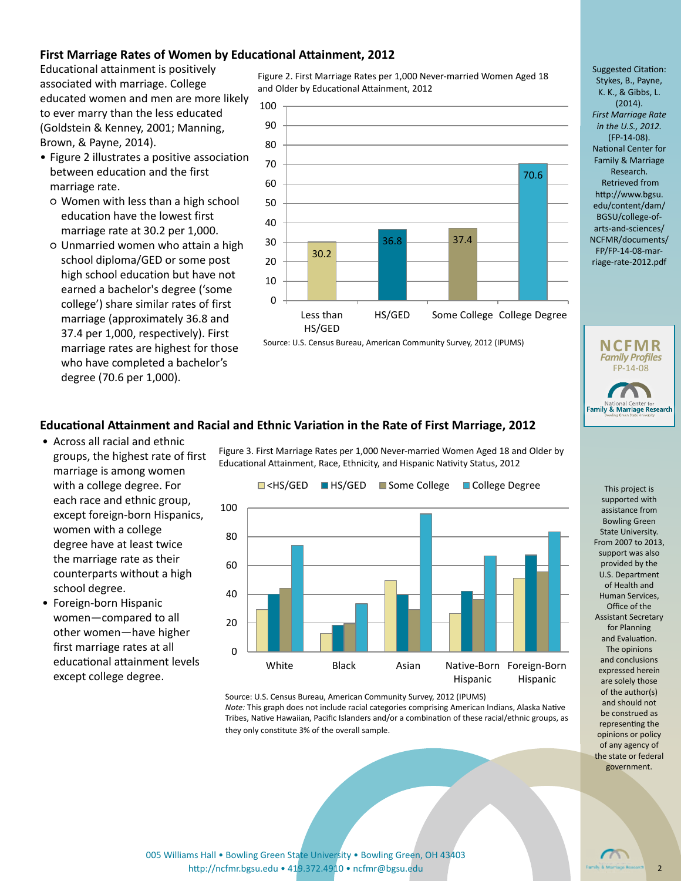## First Marriage Rates of Women by Educational Attainment, 2012

Educational attainment is positively associated with marriage. College educated women and men are more likely to ever marry than the less educated (Goldstein & Kenney, 2001; Manning, Brown, & Payne, 2014).

- Figure 2 illustrates a positive association between education and the first marriage rate.
  - Women with less than a high school education have the lowest first marriage rate at 30.2 per 1,000.
  - Unmarried women who attain a high school diploma/GED or some post high school education but have not earned a bachelor's degree ('some college') share similar rates of first marriage (approximately 36.8 and 37.4 per 1,000, respectively). First marriage rates are highest for those who have completed a bachelor's degree (70.6 per 1,000).

Figure 2. First Marriage Rates per 1,000 Never-married Women Aged 18 and Older by Educational Attainment, 2012

100
90
80
70
60
50
40
30
20
10
0

30.2
36.8
37.4
70.6

Less than HS/GED
HS/GED
Some College
College Degree

Source: U.S. Census Bureau, American Community Survey, 2012 (IPUMS)

## Educational Attainment and Racial and Ethnic Variation in the Rate of First Marriage, 2012

- Across all racial and ethnic groups, the highest rate of first marriage is among women with a college degree. For each race and ethnic group, except foreign-born Hispanics, women with a college degree have at least twice the marriage rate as their counterparts without a high school degree.
- Foreign-born Hispanic women—compared to all other women—have higher first marriage rates at all educational attainment levels except college degree.

Figure 3. First Marriage Rates per 1,000 Never-married Women Aged 18 and Older by Educational Attainment, Race, Ethnicity, and Hispanic Nativity Status, 2012

<HS/GED
HS/GED
Some College
College Degree

100
80
60
40
20
0

White
Black
Asian
Native-Born Hispanic
Foreign-Born Hispanic

Source: U.S. Census Bureau, American Community Survey, 2012 (IPUMS)

*Note:* This graph does not include racial categories comprising American Indians, Alaska Native Tribes, Native Hawaiian, Pacific Islanders and/or a combination of these racial/ethnic groups, as they only constitute 3% of the overall sample.

Suggested Citation: Stykes, B., Payne, K. K., & Gibbs, L. (2014). *First Marriage Rate in the U.S., 2012.* (FP-14-08). National Center for Family & Marriage Research. Retrieved from http://www.bgsu.edu/content/dam/BGSU/college-of-arts-and-sciences/NCFMR/documents/FP/FP-14-08-marriage-rate-2012.pdf

NCFMR Family Profiles FP-14-08

National Center for Family & Marriage Research
Bowling Green State University

This project is supported with assistance from Bowling Green State University. From 2007 to 2013, support was also provided by the U.S. Department of Health and Human Services, Office of the Assistant Secretary for Planning and Evaluation. The opinions and conclusions expressed herein are solely those of the author(s) and should not be construed as representing the opinions or policy of any agency of the state or federal government.

005 Williams Hall • Bowling Green State University • Bowling Green, OH 43403
http://ncfmr.bgsu.edu • 419.372.4910 • ncfmr@bgsu.edu